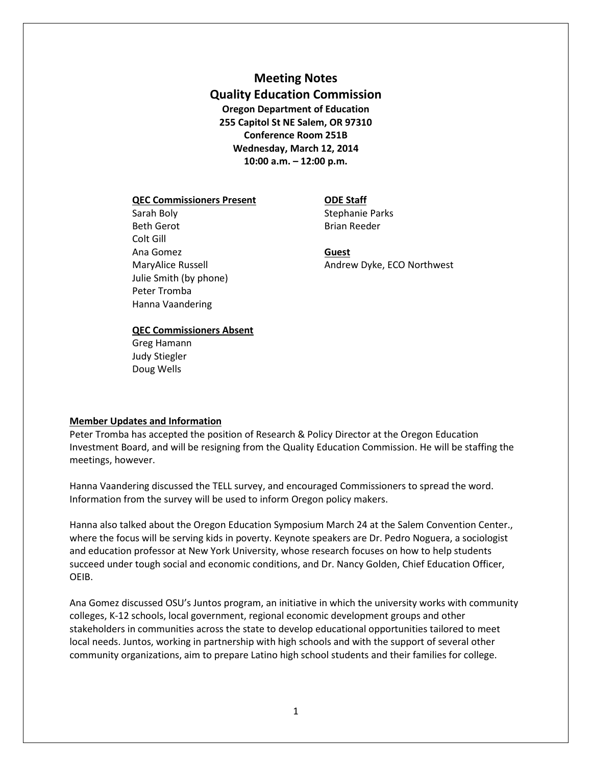# Meeting Notes
# Quality Education Commission

**Oregon Department of Education**
**255 Capitol St NE Salem, OR 97310**
**Conference Room 251B**
**Wednesday, March 12, 2014**
**10:00 a.m. – 12:00 p.m.**

**QEC Commissioners Present**
Sarah Boly
Beth Gerot
Colt Gill
Ana Gomez
MaryAlice Russell
Julie Smith (by phone)
Peter Tromba
Hanna Vaandering

**QEC Commissioners Absent**
Greg Hamann
Judy Stiegler
Doug Wells

**ODE Staff**
Stephanie Parks
Brian Reeder

**Guest**
Andrew Dyke, ECO Northwest

**Member Updates and Information**

Peter Tromba has accepted the position of Research & Policy Director at the Oregon Education Investment Board, and will be resigning from the Quality Education Commission. He will be staffing the meetings, however.

Hanna Vaandering discussed the TELL survey, and encouraged Commissioners to spread the word. Information from the survey will be used to inform Oregon policy makers.

Hanna also talked about the Oregon Education Symposium March 24 at the Salem Convention Center., where the focus will be serving kids in poverty. Keynote speakers are Dr. Pedro Noguera, a sociologist and education professor at New York University, whose research focuses on how to help students succeed under tough social and economic conditions, and Dr. Nancy Golden, Chief Education Officer, OEIB.

Ana Gomez discussed OSU's Juntos program, an initiative in which the university works with community colleges, K-12 schools, local government, regional economic development groups and other stakeholders in communities across the state to develop educational opportunities tailored to meet local needs. Juntos, working in partnership with high schools and with the support of several other community organizations, aim to prepare Latino high school students and their families for college.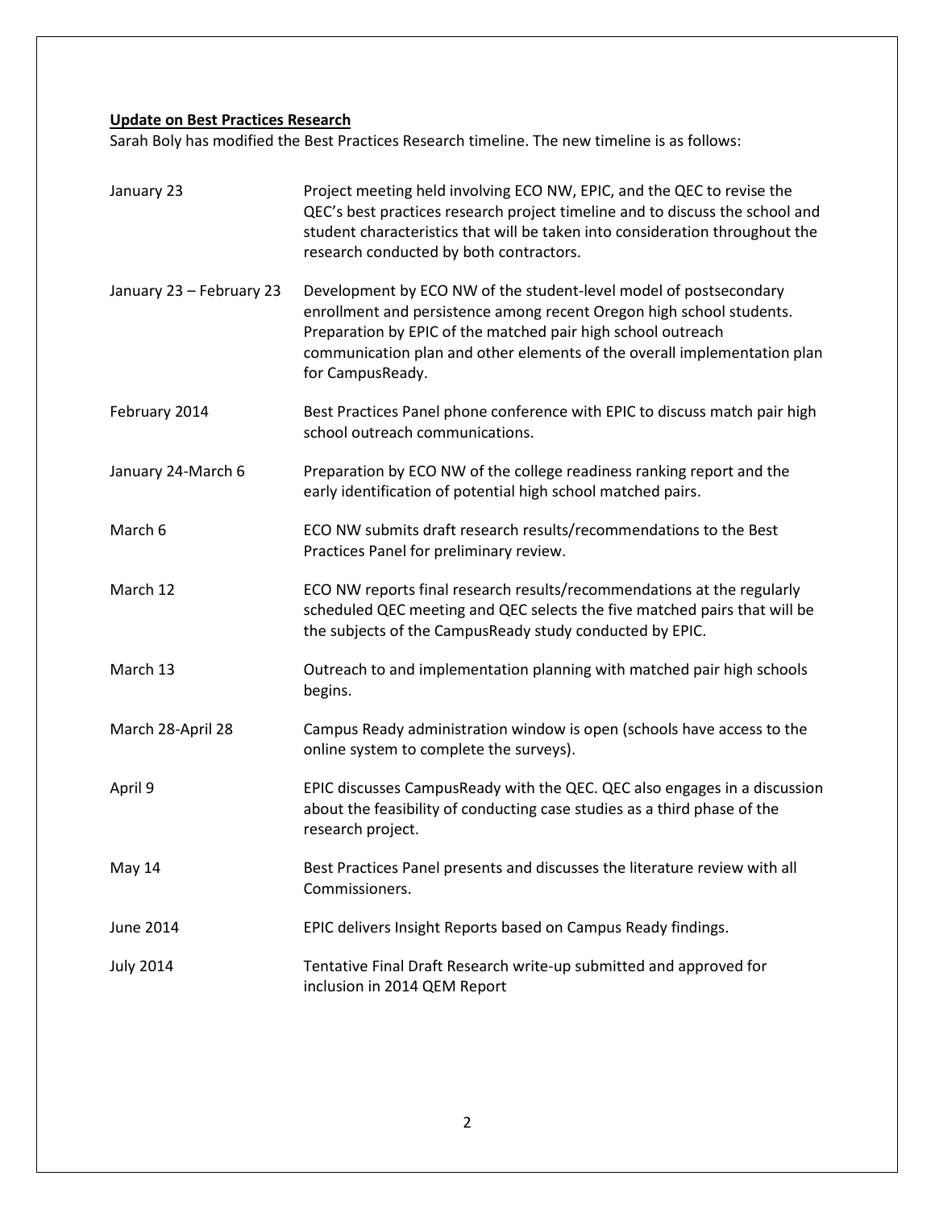**Update on Best Practices Research**

Sarah Boly has modified the Best Practices Research timeline. The new timeline is as follows:

| | |
|---|---|
| January 23 | Project meeting held involving ECO NW, EPIC, and the QEC to revise the QEC's best practices research project timeline and to discuss the school and student characteristics that will be taken into consideration throughout the research conducted by both contractors. |
| January 23 – February 23 | Development by ECO NW of the student-level model of postsecondary enrollment and persistence among recent Oregon high school students. Preparation by EPIC of the matched pair high school outreach communication plan and other elements of the overall implementation plan for CampusReady. |
| February 2014 | Best Practices Panel phone conference with EPIC to discuss match pair high school outreach communications. |
| January 24-March 6 | Preparation by ECO NW of the college readiness ranking report and the early identification of potential high school matched pairs. |
| March 6 | ECO NW submits draft research results/recommendations to the Best Practices Panel for preliminary review. |
| March 12 | ECO NW reports final research results/recommendations at the regularly scheduled QEC meeting and QEC selects the five matched pairs that will be the subjects of the CampusReady study conducted by EPIC. |
| March 13 | Outreach to and implementation planning with matched pair high schools begins. |
| March 28-April 28 | Campus Ready administration window is open (schools have access to the online system to complete the surveys). |
| April 9 | EPIC discusses CampusReady with the QEC. QEC also engages in a discussion about the feasibility of conducting case studies as a third phase of the research project. |
| May 14 | Best Practices Panel presents and discusses the literature review with all Commissioners. |
| June 2014 | EPIC delivers Insight Reports based on Campus Ready findings. |
| July 2014 | Tentative Final Draft Research write-up submitted and approved for inclusion in 2014 QEM Report |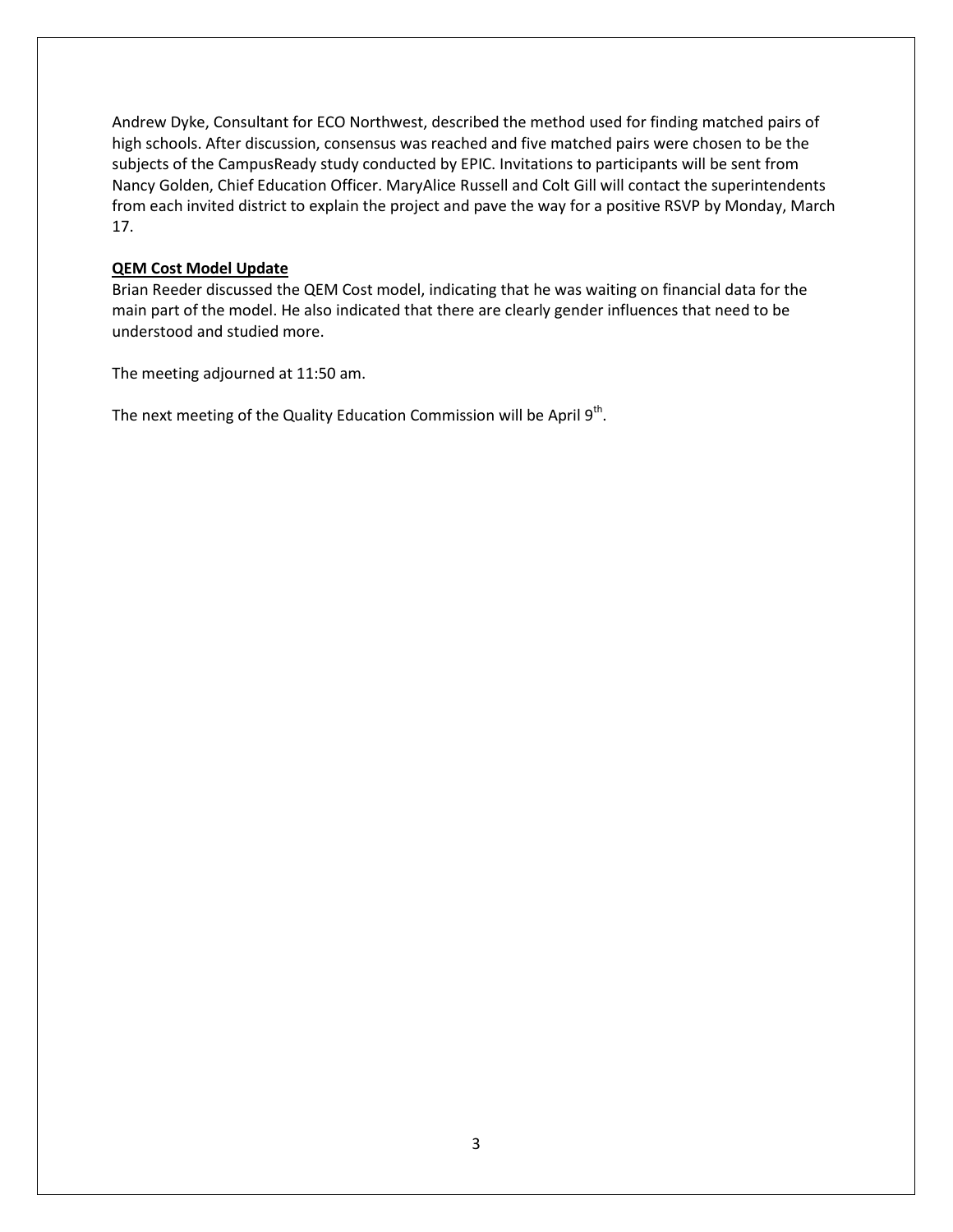Andrew Dyke, Consultant for ECO Northwest, described the method used for finding matched pairs of high schools. After discussion, consensus was reached and five matched pairs were chosen to be the subjects of the CampusReady study conducted by EPIC. Invitations to participants will be sent from Nancy Golden, Chief Education Officer. MaryAlice Russell and Colt Gill will contact the superintendents from each invited district to explain the project and pave the way for a positive RSVP by Monday, March 17.

**QEM Cost Model Update**

Brian Reeder discussed the QEM Cost model, indicating that he was waiting on financial data for the main part of the model. He also indicated that there are clearly gender influences that need to be understood and studied more.

The meeting adjourned at 11:50 am.

The next meeting of the Quality Education Commission will be April 9th.